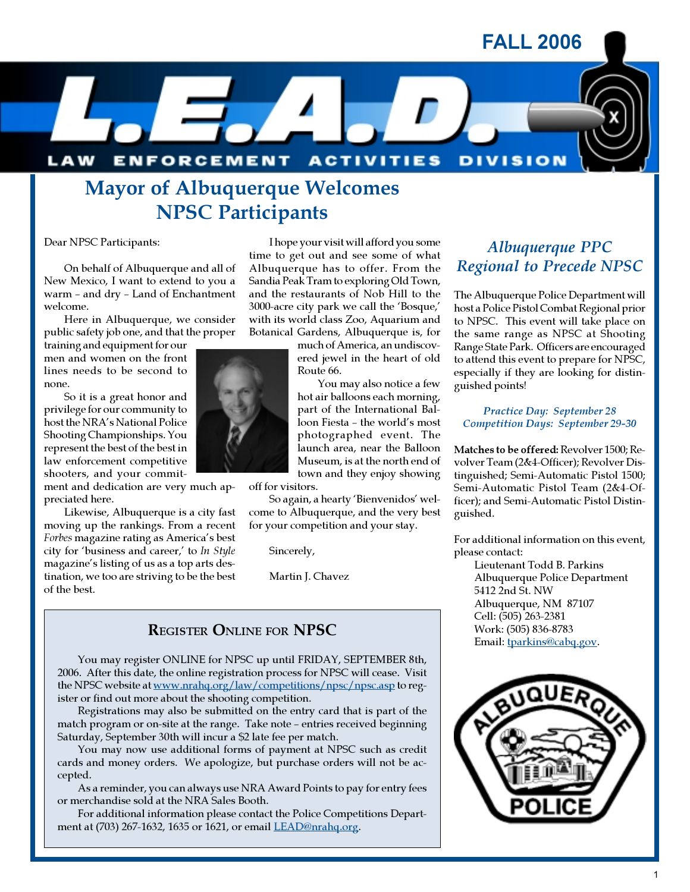FALL 2006

# L.E.A.D.

LAW ENFORCEMENT ACTIVITIES DIVISION

## Mayor of Albuquerque Welcomes NPSC Participants

Dear NPSC Participants:

On behalf of Albuquerque and all of New Mexico, I want to extend to you a warm – and dry – Land of Enchantment welcome.

Here in Albuquerque, we consider public safety job one, and that the proper training and equipment for our men and women on the front lines needs to be second to none.

So it is a great honor and privilege for our community to host the NRA's National Police Shooting Championships. You represent the best of the best in law enforcement competitive shooters, and your commitment and dedication are very much appreciated here.

Likewise, Albuquerque is a city fast moving up the rankings. From a recent *Forbes* magazine rating as America's best city for 'business and career,' to *In Style* magazine's listing of us as a top arts destination, we too are striving to be the best of the best.

I hope your visit will afford you some time to get out and see some of what Albuquerque has to offer. From the Sandia Peak Tram to exploring Old Town, and the restaurants of Nob Hill to the 3000-acre city park we call the 'Bosque,' with its world class Zoo, Aquarium and Botanical Gardens, Albuquerque is, for much of America, an undiscovered jewel in the heart of old Route 66.

You may also notice a few hot air balloons each morning, part of the International Balloon Fiesta – the world's most photographed event. The launch area, near the Balloon Museum, is at the north end of town and they enjoy showing off for visitors.

So again, a hearty 'Bienvenidos' welcome to Albuquerque, and the very best for your competition and your stay.

Sincerely,

Martin J. Chavez

## Register Online for NPSC

You may register ONLINE for NPSC up until FRIDAY, SEPTEMBER 8th, 2006. After this date, the online registration process for NPSC will cease. Visit the NPSC website at www.nrahq.org/law/competitions/npsc/npsc.asp to register or find out more about the shooting competition.

Registrations may also be submitted on the entry card that is part of the match program or on-site at the range. Take note – entries received beginning Saturday, September 30th will incur a $2 late fee per match.

You may now use additional forms of payment at NPSC such as credit cards and money orders. We apologize, but purchase orders will not be accepted.

As a reminder, you can always use NRA Award Points to pay for entry fees or merchandise sold at the NRA Sales Booth.

For additional information please contact the Police Competitions Department at (703) 267-1632, 1635 or 1621, or email LEAD@nrahq.org.

## *Albuquerque PPC Regional to Precede NPSC*

The Albuquerque Police Department will host a Police Pistol Combat Regional prior to NPSC. This event will take place on the same range as NPSC at Shooting Range State Park. Officers are encouraged to attend this event to prepare for NPSC, especially if they are looking for distinguished points!

*Practice Day: September 28*
*Competition Days: September 29-30*

**Matches to be offered:** Revolver 1500; Revolver Team (2&4-Officer); Revolver Distinguished; Semi-Automatic Pistol 1500; Semi-Automatic Pistol Team (2&4-Officer); and Semi-Automatic Pistol Distinguished.

For additional information on this event, please contact:

Lieutenant Todd B. Parkins
Albuquerque Police Department
5412 2nd St. NW
Albuquerque, NM 87107
Cell: (505) 263-2381
Work: (505) 836-8783
Email: tparkins@cabq.gov.

ALBUQUERQUE POLICE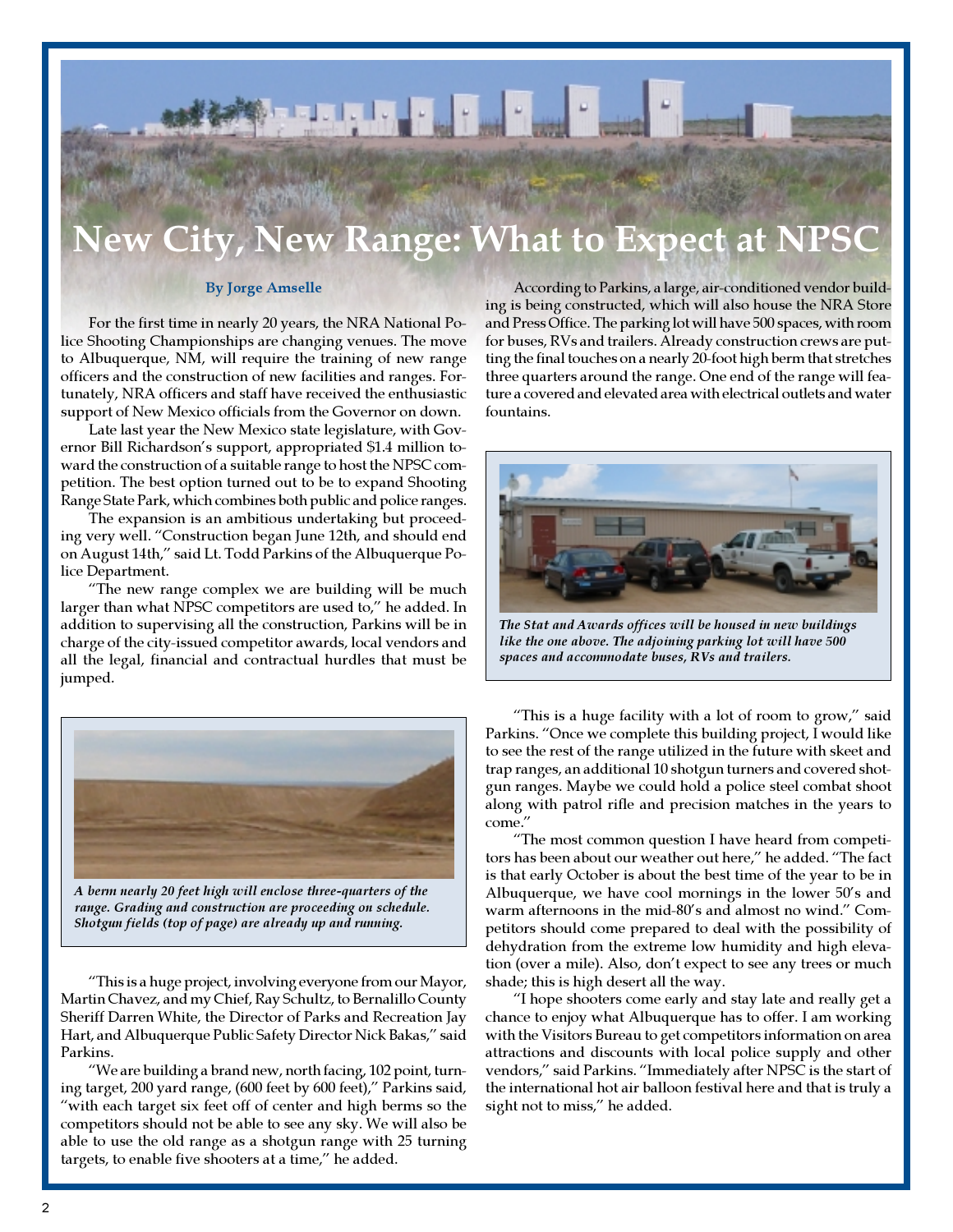# New City, New Range: What to Expect at NPSC

**By Jorge Amselle**

For the first time in nearly 20 years, the NRA National Police Shooting Championships are changing venues. The move to Albuquerque, NM, will require the training of new range officers and the construction of new facilities and ranges. Fortunately, NRA officers and staff have received the enthusiastic support of New Mexico officials from the Governor on down.

Late last year the New Mexico state legislature, with Governor Bill Richardson's support, appropriated $1.4 million toward the construction of a suitable range to host the NPSC competition. The best option turned out to be to expand Shooting Range State Park, which combines both public and police ranges.

The expansion is an ambitious undertaking but proceeding very well. "Construction began June 12th, and should end on August 14th," said Lt. Todd Parkins of the Albuquerque Police Department.

"The new range complex we are building will be much larger than what NPSC competitors are used to," he added. In addition to supervising all the construction, Parkins will be in charge of the city-issued competitor awards, local vendors and all the legal, financial and contractual hurdles that must be jumped.

*A berm nearly 20 feet high will enclose three-quarters of the range. Grading and construction are proceeding on schedule. Shotgun fields (top of page) are already up and running.*

"This is a huge project, involving everyone from our Mayor, Martin Chavez, and my Chief, Ray Schultz, to Bernalillo County Sheriff Darren White, the Director of Parks and Recreation Jay Hart, and Albuquerque Public Safety Director Nick Bakas," said Parkins.

"We are building a brand new, north facing, 102 point, turning target, 200 yard range, (600 feet by 600 feet)," Parkins said, "with each target six feet off of center and high berms so the competitors should not be able to see any sky. We will also be able to use the old range as a shotgun range with 25 turning targets, to enable five shooters at a time," he added.

According to Parkins, a large, air-conditioned vendor building is being constructed, which will also house the NRA Store and Press Office. The parking lot will have 500 spaces, with room for buses, RVs and trailers. Already construction crews are putting the final touches on a nearly 20-foot high berm that stretches three quarters around the range. One end of the range will feature a covered and elevated area with electrical outlets and water fountains.

*The Stat and Awards offices will be housed in new buildings like the one above. The adjoining parking lot will have 500 spaces and accommodate buses, RVs and trailers.*

"This is a huge facility with a lot of room to grow," said Parkins. "Once we complete this building project, I would like to see the rest of the range utilized in the future with skeet and trap ranges, an additional 10 shotgun turners and covered shotgun ranges. Maybe we could hold a police steel combat shoot along with patrol rifle and precision matches in the years to come."

"The most common question I have heard from competitors has been about our weather out here," he added. "The fact is that early October is about the best time of the year to be in Albuquerque, we have cool mornings in the lower 50's and warm afternoons in the mid-80's and almost no wind." Competitors should come prepared to deal with the possibility of dehydration from the extreme low humidity and high elevation (over a mile). Also, don't expect to see any trees or much shade; this is high desert all the way.

"I hope shooters come early and stay late and really get a chance to enjoy what Albuquerque has to offer. I am working with the Visitors Bureau to get competitors information on area attractions and discounts with local police supply and other vendors," said Parkins. "Immediately after NPSC is the start of the international hot air balloon festival here and that is truly a sight not to miss," he added.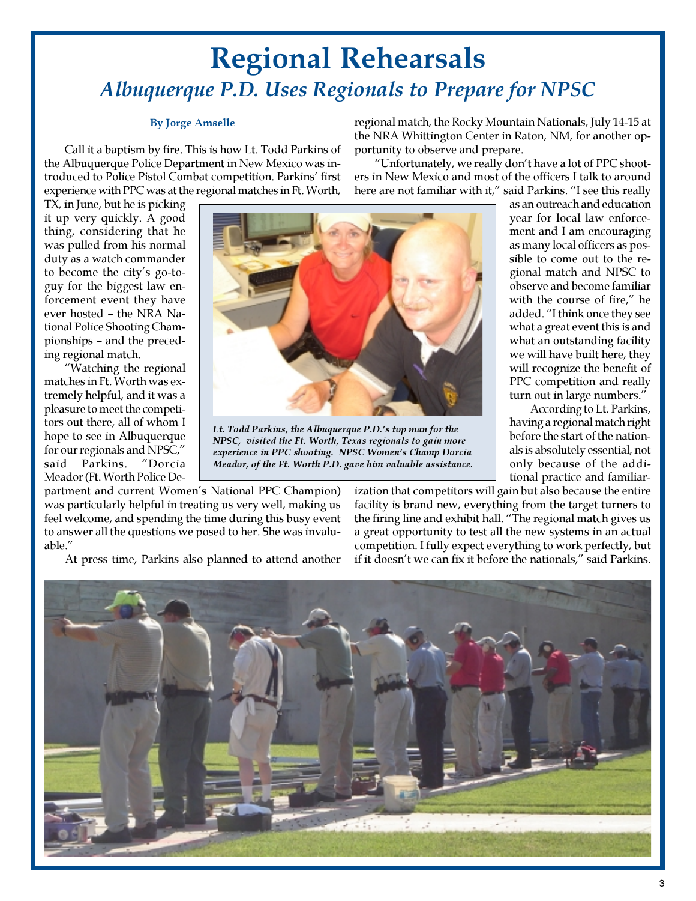# Regional Rehearsals

## *Albuquerque P.D. Uses Regionals to Prepare for NPSC*

**By Jorge Amselle**

Call it a baptism by fire. This is how Lt. Todd Parkins of the Albuquerque Police Department in New Mexico was introduced to Police Pistol Combat competition. Parkins' first experience with PPC was at the regional matches in Ft. Worth, TX, in June, but he is picking it up very quickly. A good thing, considering that he was pulled from his normal duty as a watch commander to become the city's go-to-guy for the biggest law enforcement event they have ever hosted – the NRA National Police Shooting Championships – and the preceding regional match.

"Watching the regional matches in Ft. Worth was extremely helpful, and it was a pleasure to meet the competitors out there, all of whom I hope to see in Albuquerque for our regionals and NPSC," said Parkins. "Dorcia Meador (Ft. Worth Police Department and current Women's National PPC Champion) was particularly helpful in treating us very well, making us feel welcome, and spending the time during this busy event to answer all the questions we posed to her. She was invaluable."

*Lt. Todd Parkins, the Albuquerque P.D.'s top man for the NPSC, visited the Ft. Worth, Texas regionals to gain more experience in PPC shooting. NPSC Women's Champ Dorcia Meador, of the Ft. Worth P.D. gave him valuable assistance.*

At press time, Parkins also planned to attend another regional match, the Rocky Mountain Nationals, July 14-15 at the NRA Whittington Center in Raton, NM, for another opportunity to observe and prepare.

"Unfortunately, we really don't have a lot of PPC shooters in New Mexico and most of the officers I talk to around here are not familiar with it," said Parkins. "I see this really as an outreach and education year for local law enforcement and I am encouraging as many local officers as possible to come out to the regional match and NPSC to observe and become familiar with the course of fire," he added. "I think once they see what a great event this is and what an outstanding facility we will have built here, they will recognize the benefit of PPC competition and really turn out in large numbers."

According to Lt. Parkins, having a regional match right before the start of the nationals is absolutely essential, not only because of the additional practice and familiarization that competitors will gain but also because the entire facility is brand new, everything from the target turners to the firing line and exhibit hall. "The regional match gives us a great opportunity to test all the new systems in an actual competition. I fully expect everything to work perfectly, but if it doesn't we can fix it before the nationals," said Parkins.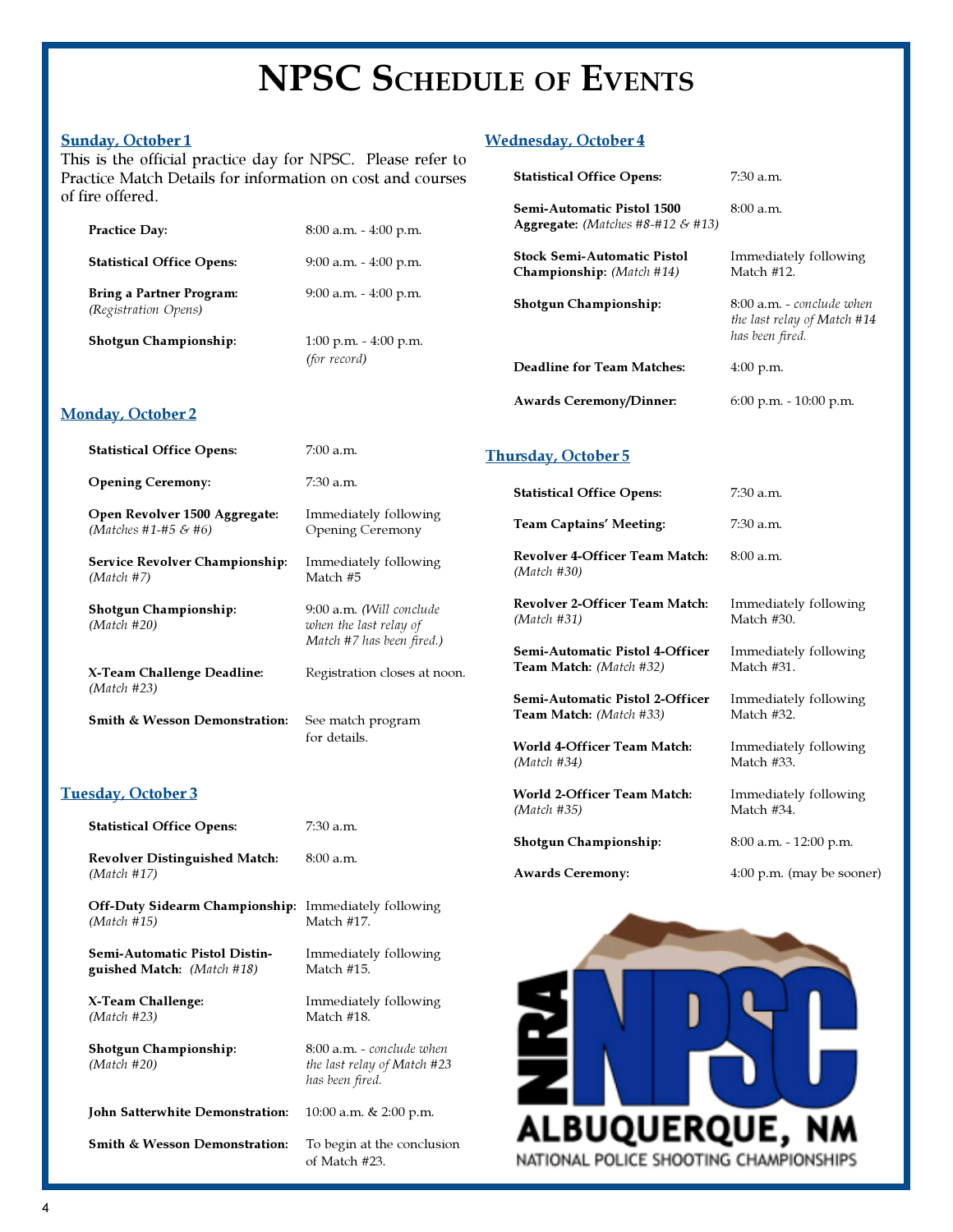# NPSC Schedule of Events

## Sunday, October 1

This is the official practice day for NPSC. Please refer to Practice Match Details for information on cost and courses of fire offered.

| | |
|---|---|
| **Practice Day:** | 8:00 a.m. - 4:00 p.m. |
| **Statistical Office Opens:** | 9:00 a.m. - 4:00 p.m. |
| **Bring a Partner Program:** *(Registration Opens)* | 9:00 a.m. - 4:00 p.m. |
| **Shotgun Championship:** | 1:00 p.m. - 4:00 p.m. *(for record)* |

## Monday, October 2

| | |
|---|---|
| **Statistical Office Opens:** | 7:00 a.m. |
| **Opening Ceremony:** | 7:30 a.m. |
| **Open Revolver 1500 Aggregate:** *(Matches #1-#5 & #6)* | Immediately following Opening Ceremony |
| **Service Revolver Championship:** *(Match #7)* | Immediately following Match #5 |
| **Shotgun Championship:** *(Match #20)* | 9:00 a.m. *(Will conclude when the last relay of Match #7 has been fired.)* |
| **X-Team Challenge Deadline:** *(Match #23)* | Registration closes at noon. |
| **Smith & Wesson Demonstration:** | See match program for details. |

## Tuesday, October 3

| | |
|---|---|
| **Statistical Office Opens:** | 7:30 a.m. |
| **Revolver Distinguished Match:** *(Match #17)* | 8:00 a.m. |
| **Off-Duty Sidearm Championship:** *(Match #15)* | Immediately following Match #17. |
| **Semi-Automatic Pistol Distinguished Match:** *(Match #18)* | Immediately following Match #15. |
| **X-Team Challenge:** *(Match #23)* | Immediately following Match #18. |
| **Shotgun Championship:** *(Match #20)* | 8:00 a.m. - *conclude when the last relay of Match #23 has been fired.* |
| **John Satterwhite Demonstration:** | 10:00 a.m. & 2:00 p.m. |
| **Smith & Wesson Demonstration:** | To begin at the conclusion of Match #23. |

## Wednesday, October 4

| | |
|---|---|
| **Statistical Office Opens:** | 7:30 a.m. |
| **Semi-Automatic Pistol 1500 Aggregate:** *(Matches #8-#12 & #13)* | 8:00 a.m. |
| **Stock Semi-Automatic Pistol Championship:** *(Match #14)* | Immediately following Match #12. |
| **Shotgun Championship:** | 8:00 a.m. - *conclude when the last relay of Match #14 has been fired.* |
| **Deadline for Team Matches:** | 4:00 p.m. |
| **Awards Ceremony/Dinner:** | 6:00 p.m. - 10:00 p.m. |

## Thursday, October 5

| | |
|---|---|
| **Statistical Office Opens:** | 7:30 a.m. |
| **Team Captains' Meeting:** | 7:30 a.m. |
| **Revolver 4-Officer Team Match:** *(Match #30)* | 8:00 a.m. |
| **Revolver 2-Officer Team Match:** *(Match #31)* | Immediately following Match #30. |
| **Semi-Automatic Pistol 4-Officer Team Match:** *(Match #32)* | Immediately following Match #31. |
| **Semi-Automatic Pistol 2-Officer Team Match:** *(Match #33)* | Immediately following Match #32. |
| **World 4-Officer Team Match:** *(Match #34)* | Immediately following Match #33. |
| **World 2-Officer Team Match:** *(Match #35)* | Immediately following Match #34. |
| **Shotgun Championship:** | 8:00 a.m. - 12:00 p.m. |
| **Awards Ceremony:** | 4:00 p.m. (may be sooner) |

NRA NPSC
ALBUQUERQUE, NM
NATIONAL POLICE SHOOTING CHAMPIONSHIPS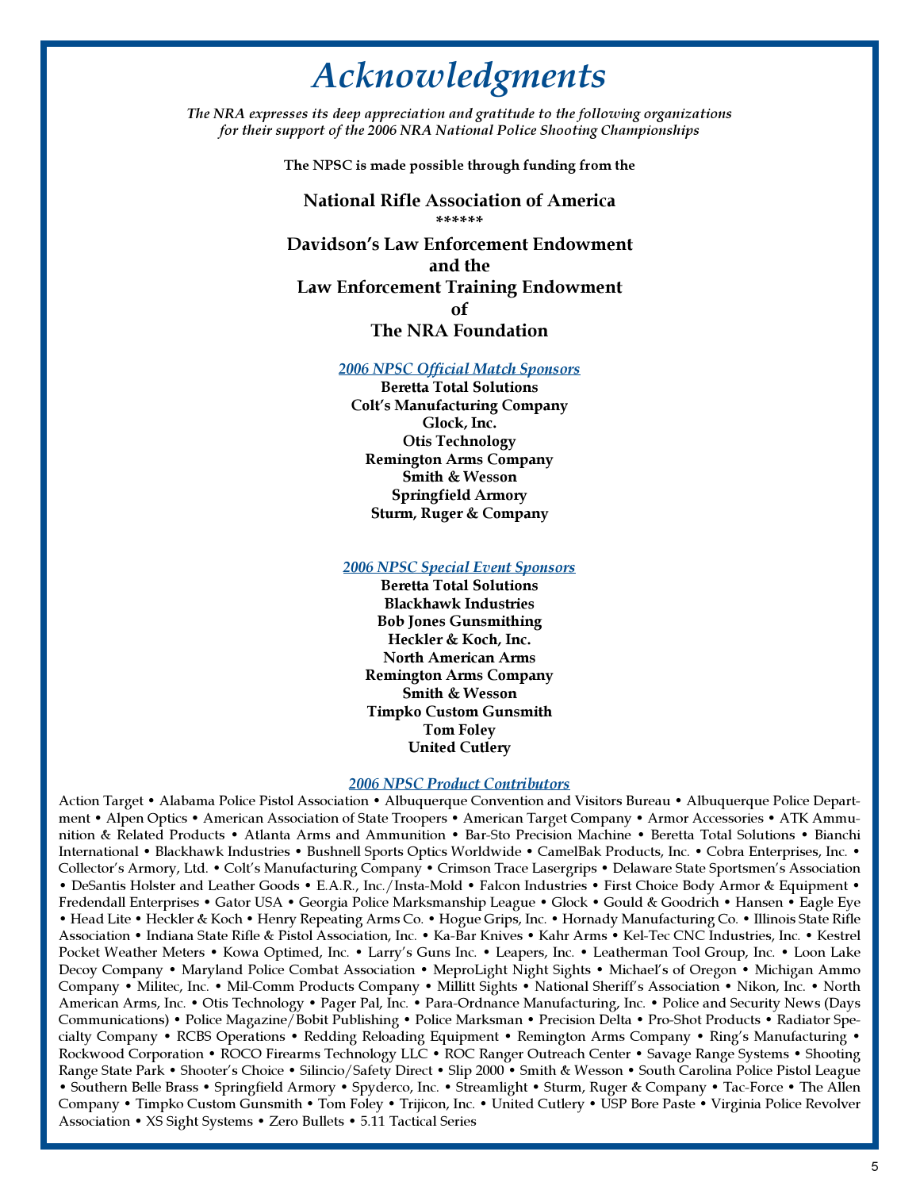# *Acknowledgments*

*The NRA expresses its deep appreciation and gratitude to the following organizations for their support of the 2006 NRA National Police Shooting Championships*

**The NPSC is made possible through funding from the**

**National Rifle Association of America**

******

**Davidson's Law Enforcement Endowment**
**and the**
**Law Enforcement Training Endowment**
**of**
**The NRA Foundation**

*2006 NPSC Official Match Sponsors*

**Beretta Total Solutions**
**Colt's Manufacturing Company**
**Glock, Inc.**
**Otis Technology**
**Remington Arms Company**
**Smith & Wesson**
**Springfield Armory**
**Sturm, Ruger & Company**

*2006 NPSC Special Event Sponsors*

**Beretta Total Solutions**
**Blackhawk Industries**
**Bob Jones Gunsmithing**
**Heckler & Koch, Inc.**
**North American Arms**
**Remington Arms Company**
**Smith & Wesson**
**Timpko Custom Gunsmith**
**Tom Foley**
**United Cutlery**

*2006 NPSC Product Contributors*

Action Target • Alabama Police Pistol Association • Albuquerque Convention and Visitors Bureau • Albuquerque Police Department • Alpen Optics • American Association of State Troopers • American Target Company • Armor Accessories • ATK Ammunition & Related Products • Atlanta Arms and Ammunition • Bar-Sto Precision Machine • Beretta Total Solutions • Bianchi International • Blackhawk Industries • Bushnell Sports Optics Worldwide • CamelBak Products, Inc. • Cobra Enterprises, Inc. • Collector's Armory, Ltd. • Colt's Manufacturing Company • Crimson Trace Lasergrips • Delaware State Sportsmen's Association • DeSantis Holster and Leather Goods • E.A.R., Inc./Insta-Mold • Falcon Industries • First Choice Body Armor & Equipment • Fredendall Enterprises • Gator USA • Georgia Police Marksmanship League • Glock • Gould & Goodrich • Hansen • Eagle Eye • Head Lite • Heckler & Koch • Henry Repeating Arms Co. • Hogue Grips, Inc. • Hornady Manufacturing Co. • Illinois State Rifle Association • Indiana State Rifle & Pistol Association, Inc. • Ka-Bar Knives • Kahr Arms • Kel-Tec CNC Industries, Inc. • Kestrel Pocket Weather Meters • Kowa Optimed, Inc. • Larry's Guns Inc. • Leapers, Inc. • Leatherman Tool Group, Inc. • Loon Lake Decoy Company • Maryland Police Combat Association • MeproLight Night Sights • Michael's of Oregon • Michigan Ammo Company • Militec, Inc. • Mil-Comm Products Company • Millitt Sights • National Sheriff's Association • Nikon, Inc. • North American Arms, Inc. • Otis Technology • Pager Pal, Inc. • Para-Ordnance Manufacturing, Inc. • Police and Security News (Days Communications) • Police Magazine/Bobit Publishing • Police Marksman • Precision Delta • Pro-Shot Products • Radiator Specialty Company • RCBS Operations • Redding Reloading Equipment • Remington Arms Company • Ring's Manufacturing • Rockwood Corporation • ROCO Firearms Technology LLC • ROC Ranger Outreach Center • Savage Range Systems • Shooting Range State Park • Shooter's Choice • Silencio/Safety Direct • Slip 2000 • Smith & Wesson • South Carolina Police Pistol League • Southern Belle Brass • Springfield Armory • Spyderco, Inc. • Streamlight • Sturm, Ruger & Company • Tac-Force • The Allen Company • Timpko Custom Gunsmith • Tom Foley • Trijicon, Inc. • United Cutlery • USP Bore Paste • Virginia Police Revolver Association • XS Sight Systems • Zero Bullets • 5.11 Tactical Series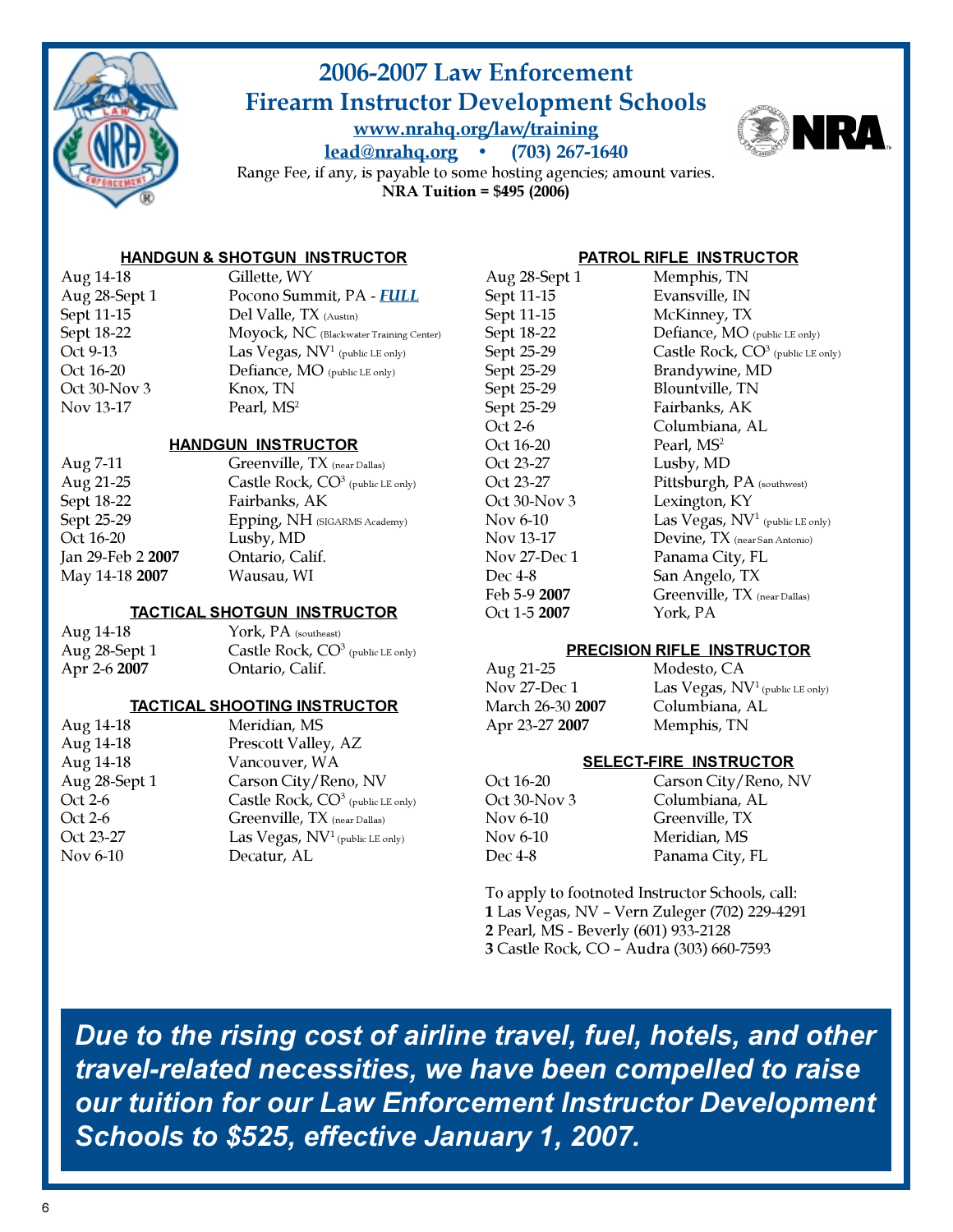# 2006-2007 Law Enforcement Firearm Instructor Development Schools

**www.nrahq.org/law/training**

**lead@nrahq.org • (703) 267-1640**

Range Fee, if any, is payable to some hosting agencies; amount varies.

**NRA Tuition = $495 (2006)**

## HANDGUN & SHOTGUN INSTRUCTOR

| Date | Location |
|---|---|
| Aug 14-18 | Gillette, WY |
| Aug 28-Sept 1 | Pocono Summit, PA - ***FULL*** |
| Sept 11-15 | Del Valle, TX (Austin) |
| Sept 18-22 | Moyock, NC (Blackwater Training Center) |
| Oct 9-13 | Las Vegas, NV[1] (public LE only) |
| Oct 16-20 | Defiance, MO (public LE only) |
| Oct 30-Nov 3 | Knox, TN |
| Nov 13-17 | Pearl, MS[2] |

## HANDGUN INSTRUCTOR

| Date | Location |
|---|---|
| Aug 7-11 | Greenville, TX (near Dallas) |
| Aug 21-25 | Castle Rock, CO[3] (public LE only) |
| Sept 18-22 | Fairbanks, AK |
| Sept 25-29 | Epping, NH (SIGARMS Academy) |
| Oct 16-20 | Lusby, MD |
| Jan 29-Feb 2 **2007** | Ontario, Calif. |
| May 14-18 **2007** | Wausau, WI |

## TACTICAL SHOTGUN INSTRUCTOR

| Date | Location |
|---|---|
| Aug 14-18 | York, PA (southeast) |
| Aug 28-Sept 1 | Castle Rock, CO[3] (public LE only) |
| Apr 2-6 **2007** | Ontario, Calif. |

## TACTICAL SHOOTING INSTRUCTOR

| Date | Location |
|---|---|
| Aug 14-18 | Meridian, MS |
| Aug 14-18 | Prescott Valley, AZ |
| Aug 14-18 | Vancouver, WA |
| Aug 28-Sept 1 | Carson City/Reno, NV |
| Oct 2-6 | Castle Rock, CO[3] (public LE only) |
| Oct 2-6 | Greenville, TX (near Dallas) |
| Oct 23-27 | Las Vegas, NV[1] (public LE only) |
| Nov 6-10 | Decatur, AL |

## PATROL RIFLE INSTRUCTOR

| Date | Location |
|---|---|
| Aug 28-Sept 1 | Memphis, TN |
| Sept 11-15 | Evansville, IN |
| Sept 11-15 | McKinney, TX |
| Sept 18-22 | Defiance, MO (public LE only) |
| Sept 25-29 | Castle Rock, CO[3] (public LE only) |
| Sept 25-29 | Brandywine, MD |
| Sept 25-29 | Blountville, TN |
| Sept 25-29 | Fairbanks, AK |
| Oct 2-6 | Columbiana, AL |
| Oct 16-20 | Pearl, MS[2] |
| Oct 23-27 | Lusby, MD |
| Oct 23-27 | Pittsburgh, PA (southwest) |
| Oct 30-Nov 3 | Lexington, KY |
| Nov 6-10 | Las Vegas, NV[1] (public LE only) |
| Nov 13-17 | Devine, TX (near San Antonio) |
| Nov 27-Dec 1 | Panama City, FL |
| Dec 4-8 | San Angelo, TX |
| Feb 5-9 **2007** | Greenville, TX (near Dallas) |
| Oct 1-5 **2007** | York, PA |

## PRECISION RIFLE INSTRUCTOR

| Date | Location |
|---|---|
| Aug 21-25 | Modesto, CA |
| Nov 27-Dec 1 | Las Vegas, NV[1] (public LE only) |
| March 26-30 **2007** | Columbiana, AL |
| Apr 23-27 **2007** | Memphis, TN |

## SELECT-FIRE INSTRUCTOR

| Date | Location |
|---|---|
| Oct 16-20 | Carson City/Reno, NV |
| Oct 30-Nov 3 | Columbiana, AL |
| Nov 6-10 | Greenville, TX |
| Nov 6-10 | Meridian, MS |
| Dec 4-8 | Panama City, FL |

To apply to footnoted Instructor Schools, call:

**1** Las Vegas, NV – Vern Zuleger (702) 229-4291

**2** Pearl, MS - Beverly (601) 933-2128

**3** Castle Rock, CO – Audra (303) 660-7593

***Due to the rising cost of airline travel, fuel, hotels, and other travel-related necessities, we have been compelled to raise our tuition for our Law Enforcement Instructor Development Schools to $525, effective January 1, 2007.***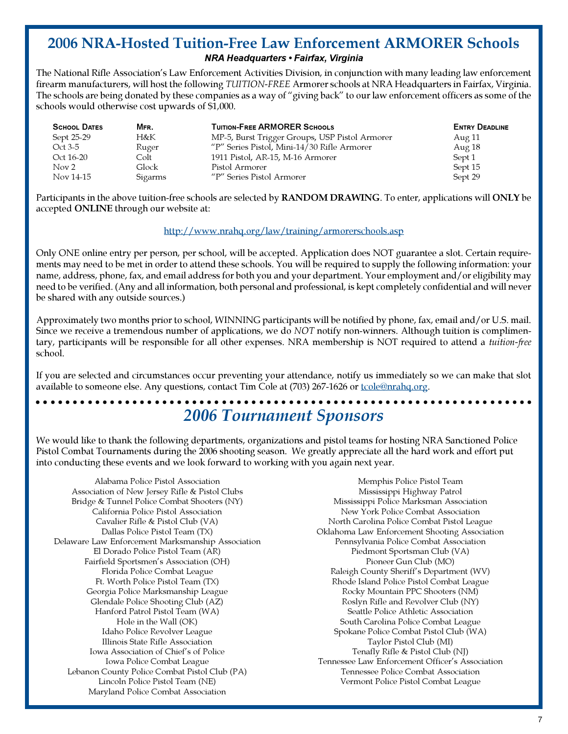# 2006 NRA-Hosted Tuition-Free Law Enforcement ARMORER Schools

***NRA Headquarters • Fairfax, Virginia***

The National Rifle Association's Law Enforcement Activities Division, in conjunction with many leading law enforcement firearm manufacturers, will host the following *TUITION-FREE* Armorer schools at NRA Headquarters in Fairfax, Virginia. The schools are being donated by these companies as a way of "giving back" to our law enforcement officers as some of the schools would otherwise cost upwards of $1,000.

| School Dates | Mfr. | Tuition-Free ARMORER Schools | Entry Deadline |
|---|---|---|---|
| Sept 25-29 | H&K | MP-5, Burst Trigger Groups, USP Pistol Armorer | Aug 11 |
| Oct 3-5 | Ruger | "P" Series Pistol, Mini-14/30 Rifle Armorer | Aug 18 |
| Oct 16-20 | Colt | 1911 Pistol, AR-15, M-16 Armorer | Sept 1 |
| Nov 2 | Glock | Pistol Armorer | Sept 15 |
| Nov 14-15 | Sigarms | "P" Series Pistol Armorer | Sept 29 |

Participants in the above tuition-free schools are selected by **RANDOM DRAWING**. To enter, applications will **ONLY** be accepted **ONLINE** through our website at:

http://www.nrahq.org/law/training/armorerschools.asp

Only ONE online entry per person, per school, will be accepted. Application does NOT guarantee a slot. Certain requirements may need to be met in order to attend these schools. You will be required to supply the following information: your name, address, phone, fax, and email address for both you and your department. Your employment and/or eligibility may need to be verified. (Any and all information, both personal and professional, is kept completely confidential and will never be shared with any outside sources.)

Approximately two months prior to school, WINNING participants will be notified by phone, fax, email and/or U.S. mail. Since we receive a tremendous number of applications, we do *NOT* notify non-winners. Although tuition is complimentary, participants will be responsible for all other expenses. NRA membership is NOT required to attend a *tuition-free* school.

If you are selected and circumstances occur preventing your attendance, notify us immediately so we can make that slot available to someone else. Any questions, contact Tim Cole at (703) 267-1626 or tcole@nrahq.org.

## *2006 Tournament Sponsors*

We would like to thank the following departments, organizations and pistol teams for hosting NRA Sanctioned Police Pistol Combat Tournaments during the 2006 shooting season. We greatly appreciate all the hard work and effort put into conducting these events and we look forward to working with you again next year.

Alabama Police Pistol Association
Association of New Jersey Rifle & Pistol Clubs
Bridge & Tunnel Police Combat Shooters (NY)
California Police Pistol Association
Cavalier Rifle & Pistol Club (VA)
Dallas Police Pistol Team (TX)
Delaware Law Enforcement Marksmanship Association
El Dorado Police Pistol Team (AR)
Fairfield Sportsmen's Association (OH)
Florida Police Combat League
Ft. Worth Police Pistol Team (TX)
Georgia Police Marksmanship League
Glendale Police Shooting Club (AZ)
Hanford Patrol Pistol Team (WA)
Hole in the Wall (OK)
Idaho Police Revolver League
Illinois State Rifle Association
Iowa Association of Chief's of Police
Iowa Police Combat League
Lebanon County Police Combat Pistol Club (PA)
Lincoln Police Pistol Team (NE)
Maryland Police Combat Association
Memphis Police Pistol Team
Mississippi Highway Patrol
Mississippi Police Marksman Association
New York Police Combat Association
North Carolina Police Combat Pistol League
Oklahoma Law Enforcement Shooting Association
Pennsylvania Police Combat Association
Piedmont Sportsman Club (VA)
Pioneer Gun Club (MO)
Raleigh County Sheriff's Department (WV)
Rhode Island Police Pistol Combat League
Rocky Mountain PPC Shooters (NM)
Roslyn Rifle and Revolver Club (NY)
Seattle Police Athletic Association
South Carolina Police Combat League
Spokane Police Combat Pistol Club (WA)
Taylor Pistol Club (MI)
Tenafly Rifle & Pistol Club (NJ)
Tennessee Law Enforcement Officer's Association
Tennessee Police Combat Association
Vermont Police Pistol Combat League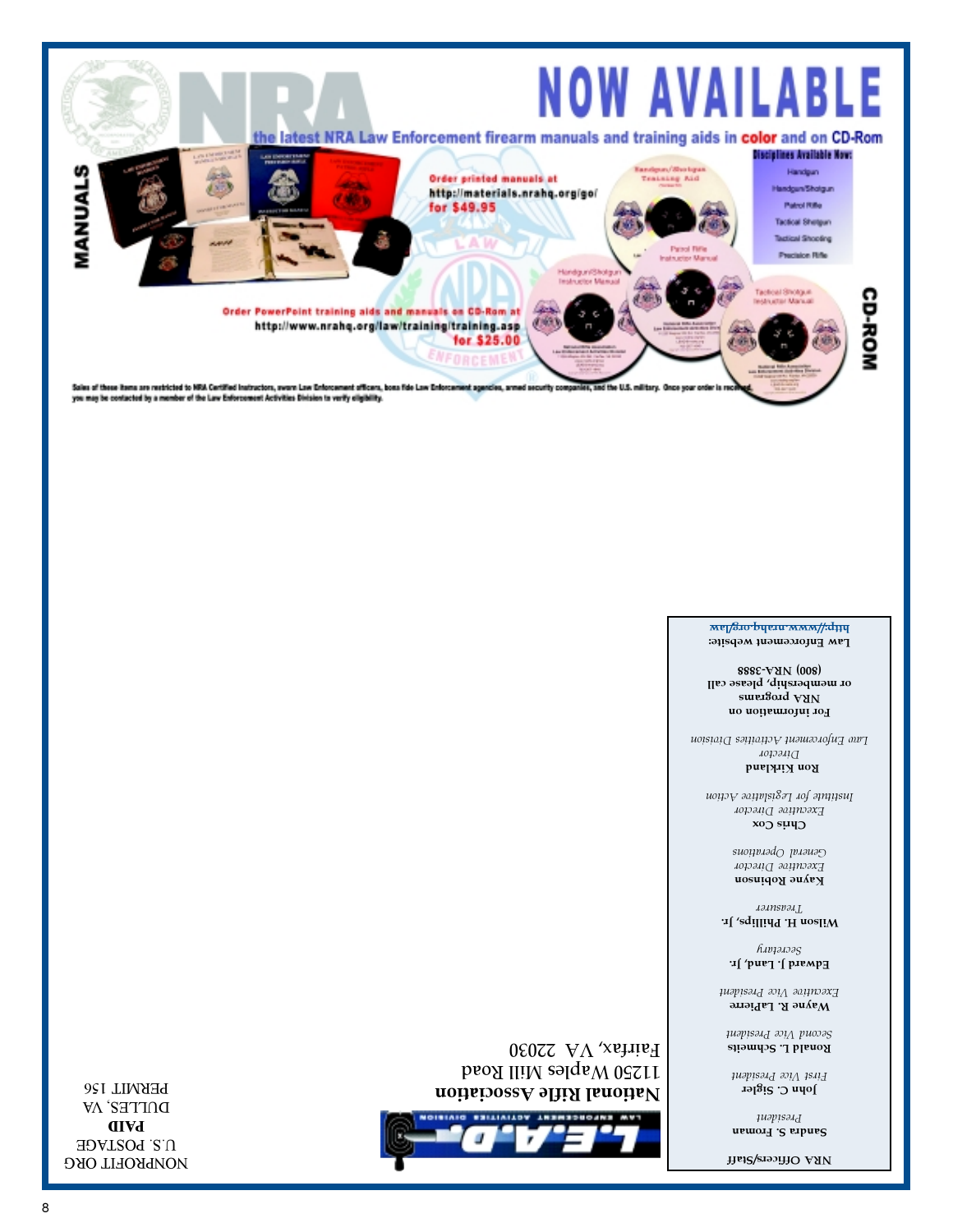# NOW AVAILABLE

the latest NRA Law Enforcement firearm manuals and training aids in color and on CD-Rom

**MANUALS**

Order printed manuals at http://materials.nrahq.org/go/ for $49.95

Order PowerPoint training aids and manuals on CD-Rom at http://www.nrahq.org/law/training/training.asp for $25.00

**CD-ROM**

**Disciplines Available Now:**

- Handgun
- Handgun/Shotgun
- Patrol Rifle
- Tactical Shotgun
- Tactical Shooting
- Precision Rifle

Sales of these items are restricted to NRA Certified Instructors, sworn Law Enforcement officers, bona fide Law Enforcement agencies, armed security companies, and the U.S. military. Once your order is received, you may be contacted by a member of the Law Enforcement Activities Division to verify eligibility.

NRA Officers/Staff

**Sandra S. Froman**
*President*

**John C. Sigler**
*First Vice President*

**Ronald L. Schmeits**
*Second Vice President*

**Wayne R. LaPierre**
*Executive Vice President*

**Edward J. Land, Jr.**
*Secretary*

**Wilson H. Phillips, Jr.**
*Treasurer*

**Kayne Robinson**
*Executive Director*
*General Operations*

**Chris Cox**
*Executive Director*
*Institute for Legislative Action*

**Ron Kirkland**
*Director*
*Law Enforcement Activities Division*

For information on NRA programs or membership, please call (800) NRA-3888

Law Enforcement website:
http://www.nrahq.org/law

L.E.A.D. LAW ENFORCEMENT ACTIVITIES DIVISION

**National Rifle Association**
11250 Waples Mill Road
Fairfax, VA 22030

NONPROFIT ORG
U.S. POSTAGE
**PAID**
DULLES, VA
PERMIT 156